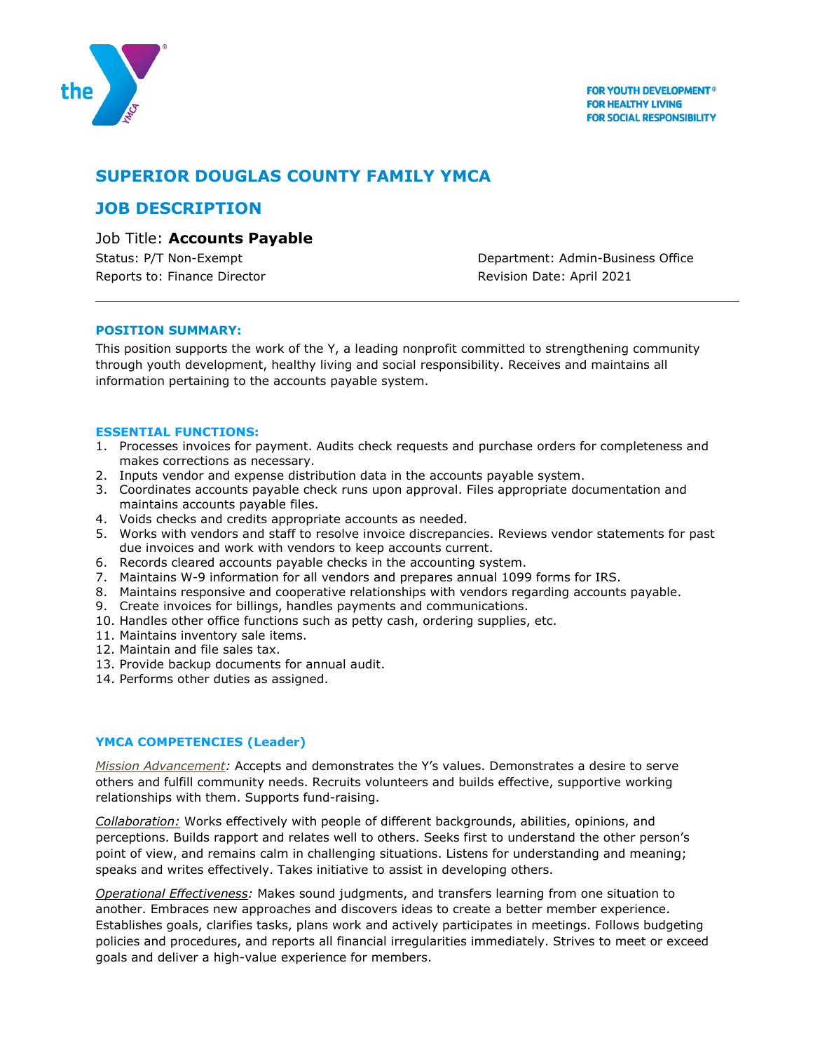FOR YOUTH DEVELOPMENT®
FOR HEALTHY LIVING
FOR SOCIAL RESPONSIBILITY

# SUPERIOR DOUGLAS COUNTY FAMILY YMCA

## JOB DESCRIPTION

Job Title: **Accounts Payable**

Status: P/T Non-Exempt
Department: Admin-Business Office
Reports to: Finance Director
Revision Date: April 2021

---

### POSITION SUMMARY:

This position supports the work of the Y, a leading nonprofit committed to strengthening community through youth development, healthy living and social responsibility. Receives and maintains all information pertaining to the accounts payable system.

### ESSENTIAL FUNCTIONS:

1. Processes invoices for payment. Audits check requests and purchase orders for completeness and makes corrections as necessary.
2. Inputs vendor and expense distribution data in the accounts payable system.
3. Coordinates accounts payable check runs upon approval. Files appropriate documentation and maintains accounts payable files.
4. Voids checks and credits appropriate accounts as needed.
5. Works with vendors and staff to resolve invoice discrepancies. Reviews vendor statements for past due invoices and work with vendors to keep accounts current.
6. Records cleared accounts payable checks in the accounting system.
7. Maintains W-9 information for all vendors and prepares annual 1099 forms for IRS.
8. Maintains responsive and cooperative relationships with vendors regarding accounts payable.
9. Create invoices for billings, handles payments and communications.
10. Handles other office functions such as petty cash, ordering supplies, etc.
11. Maintains inventory sale items.
12. Maintain and file sales tax.
13. Provide backup documents for annual audit.
14. Performs other duties as assigned.

### YMCA COMPETENCIES (Leader)

*Mission Advancement:* Accepts and demonstrates the Y's values. Demonstrates a desire to serve others and fulfill community needs. Recruits volunteers and builds effective, supportive working relationships with them. Supports fund-raising.

*Collaboration:* Works effectively with people of different backgrounds, abilities, opinions, and perceptions. Builds rapport and relates well to others. Seeks first to understand the other person's point of view, and remains calm in challenging situations. Listens for understanding and meaning; speaks and writes effectively. Takes initiative to assist in developing others.

*Operational Effectiveness:* Makes sound judgments, and transfers learning from one situation to another. Embraces new approaches and discovers ideas to create a better member experience. Establishes goals, clarifies tasks, plans work and actively participates in meetings. Follows budgeting policies and procedures, and reports all financial irregularities immediately. Strives to meet or exceed goals and deliver a high-value experience for members.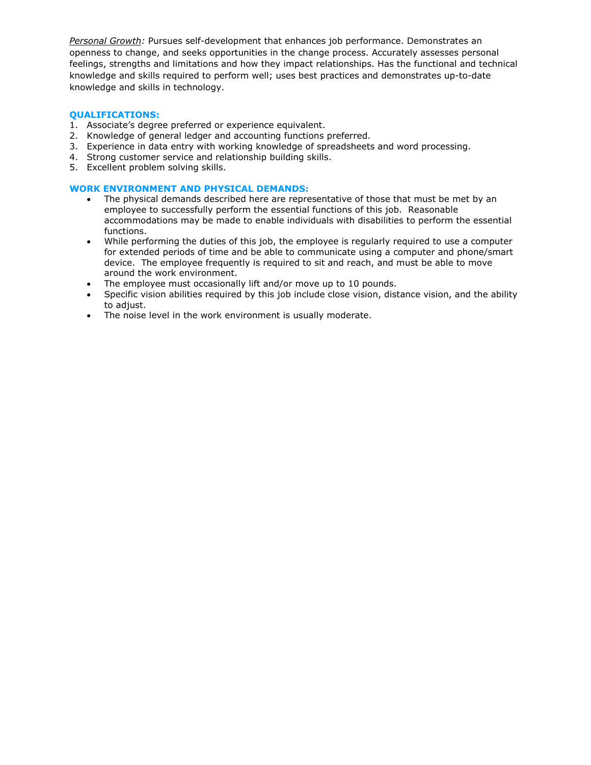*Personal Growth:* Pursues self-development that enhances job performance. Demonstrates an openness to change, and seeks opportunities in the change process. Accurately assesses personal feelings, strengths and limitations and how they impact relationships. Has the functional and technical knowledge and skills required to perform well; uses best practices and demonstrates up-to-date knowledge and skills in technology.

## QUALIFICATIONS:

1. Associate's degree preferred or experience equivalent.
2. Knowledge of general ledger and accounting functions preferred.
3. Experience in data entry with working knowledge of spreadsheets and word processing.
4. Strong customer service and relationship building skills.
5. Excellent problem solving skills.

## WORK ENVIRONMENT AND PHYSICAL DEMANDS:

- The physical demands described here are representative of those that must be met by an employee to successfully perform the essential functions of this job. Reasonable accommodations may be made to enable individuals with disabilities to perform the essential functions.
- While performing the duties of this job, the employee is regularly required to use a computer for extended periods of time and be able to communicate using a computer and phone/smart device. The employee frequently is required to sit and reach, and must be able to move around the work environment.
- The employee must occasionally lift and/or move up to 10 pounds.
- Specific vision abilities required by this job include close vision, distance vision, and the ability to adjust.
- The noise level in the work environment is usually moderate.